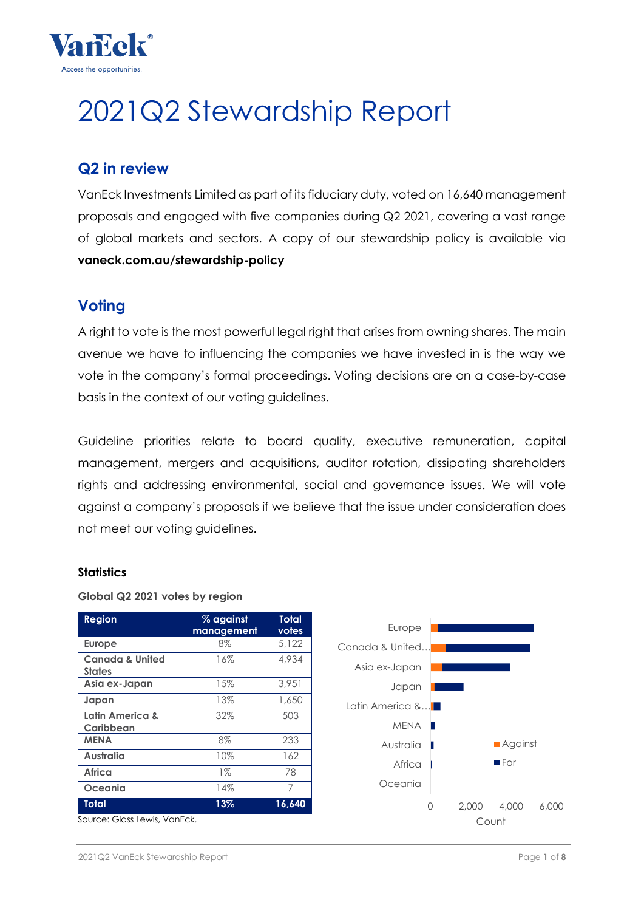# 2021Q2 Stewardship Report

## Q2 in review

VanEck Investments Limited as part of its fiduciary duty, voted on 16,640 management proposals and engaged with five companies during Q2 2021, covering a vast range of global markets and sectors. A copy of our stewardship policy is available via **vaneck.com.au/stewardship-policy**

## Voting

A right to vote is the most powerful legal right that arises from owning shares. The main avenue we have to influencing the companies we have invested in is the way we vote in the company's formal proceedings. Voting decisions are on a case-by-case basis in the context of our voting guidelines.

Guideline priorities relate to board quality, executive remuneration, capital management, mergers and acquisitions, auditor rotation, dissipating shareholders rights and addressing environmental, social and governance issues. We will vote against a company's proposals if we believe that the issue under consideration does not meet our voting guidelines.

### Statistics

**Global Q2 2021 votes by region**

| Region | % against management | Total votes |
|---|---|---|
| Europe | 8% | 5,122 |
| Canada & United States | 16% | 4,934 |
| Asia ex-Japan | 15% | 3,951 |
| Japan | 13% | 1,650 |
| Latin America & Caribbean | 32% | 503 |
| MENA | 8% | 233 |
| Australia | 10% | 162 |
| Africa | 1% | 78 |
| Oceania | 14% | 7 |
| **Total** | **13%** | **16,640** |

Source: Glass Lewis, VanEck.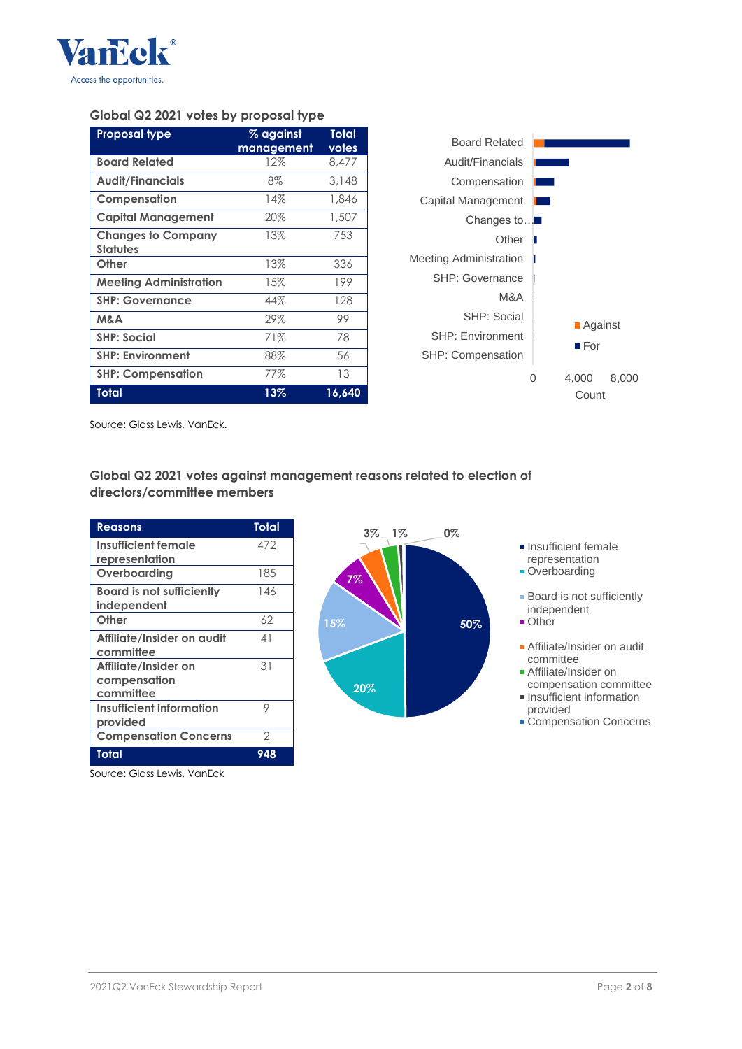### Global Q2 2021 votes by proposal type

| Proposal type | % against management | Total votes |
|---|---|---|
| Board Related | 12% | 8,477 |
| Audit/Financials | 8% | 3,148 |
| Compensation | 14% | 1,846 |
| Capital Management | 20% | 1,507 |
| Changes to Company Statutes | 13% | 753 |
| Other | 13% | 336 |
| Meeting Administration | 15% | 199 |
| SHP: Governance | 44% | 128 |
| M&A | 29% | 99 |
| SHP: Social | 71% | 78 |
| SHP: Environment | 88% | 56 |
| SHP: Compensation | 77% | 13 |
| **Total** | **13%** | **16,640** |

Source: Glass Lewis, VanEck.

### Global Q2 2021 votes against management reasons related to election of directors/committee members

| Reasons | Total |
|---|---|
| Insufficient female representation | 472 |
| Overboarding | 185 |
| Board is not sufficiently independent | 146 |
| Other | 62 |
| Affiliate/Insider on audit committee | 41 |
| Affiliate/Insider on compensation committee | 31 |
| Insufficient information provided | 9 |
| Compensation Concerns | 2 |
| **Total** | **948** |

Source: Glass Lewis, VanEck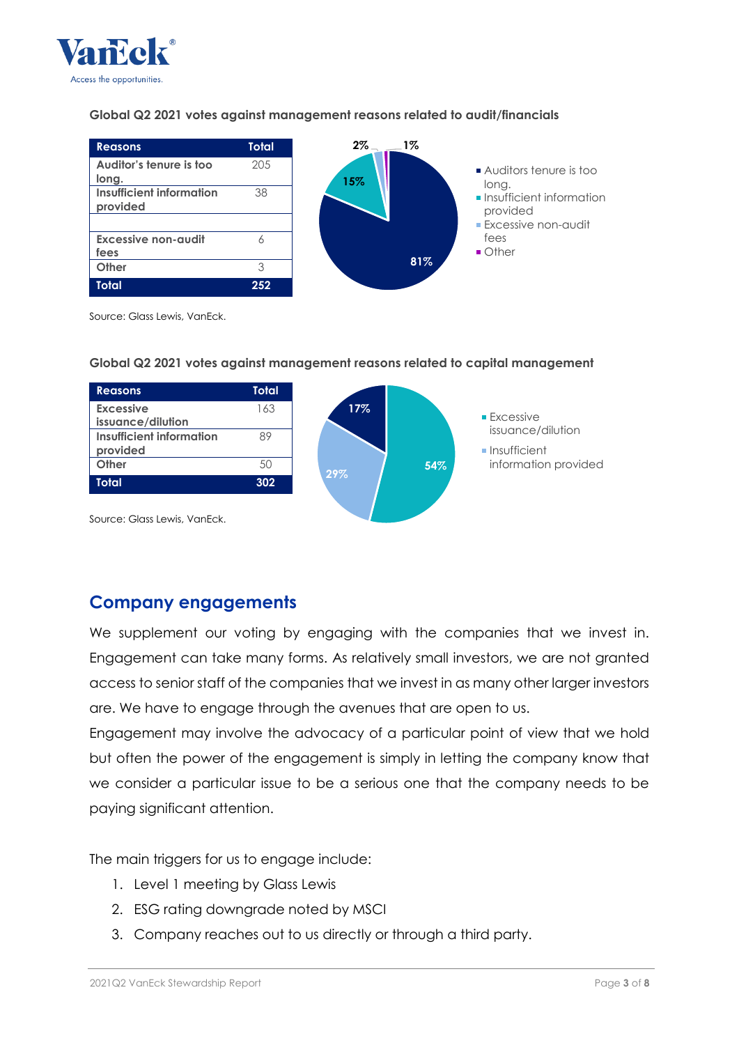**Global Q2 2021 votes against management reasons related to audit/financials**

| Reasons | Total |
|---|---|
| Auditor's tenure is too long. | 205 |
| Insufficient information provided | 38 |
| | |
| Excessive non-audit fees | 6 |
| Other | 3 |
| **Total** | **252** |

Source: Glass Lewis, VanEck.

**Global Q2 2021 votes against management reasons related to capital management**

| Reasons | Total |
|---|---|
| Excessive issuance/dilution | 163 |
| Insufficient information provided | 89 |
| Other | 50 |
| **Total** | **302** |

Source: Glass Lewis, VanEck.

## Company engagements

We supplement our voting by engaging with the companies that we invest in. Engagement can take many forms. As relatively small investors, we are not granted access to senior staff of the companies that we invest in as many other larger investors are. We have to engage through the avenues that are open to us.

Engagement may involve the advocacy of a particular point of view that we hold but often the power of the engagement is simply in letting the company know that we consider a particular issue to be a serious one that the company needs to be paying significant attention.

The main triggers for us to engage include:

1. Level 1 meeting by Glass Lewis
2. ESG rating downgrade noted by MSCI
3. Company reaches out to us directly or through a third party.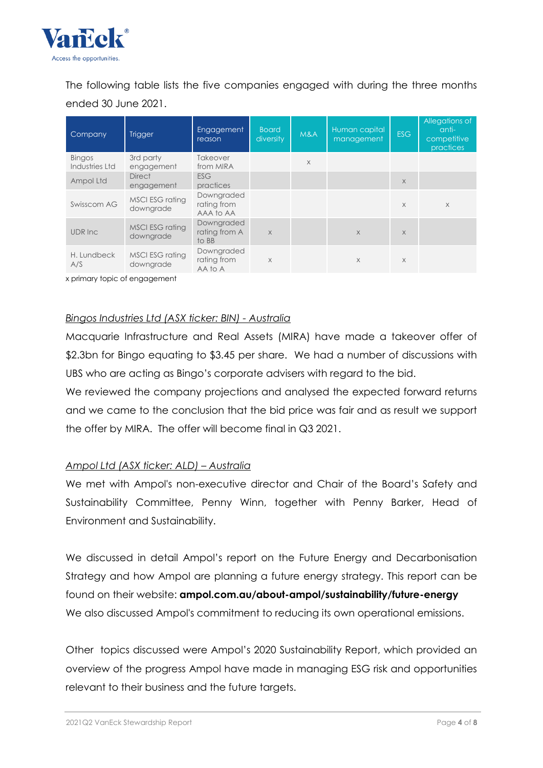The following table lists the five companies engaged with during the three months ended 30 June 2021.

| Company | Trigger | Engagement reason | Board diversity | M&A | Human capital management | ESG | Allegations of anti-competitive practices |
|---|---|---|---|---|---|---|---|
| Bingos Industries Ltd | 3rd party engagement | Takeover from MIRA | | x | | | |
| Ampol Ltd | Direct engagement | ESG practices | | | | x | |
| Swisscom AG | MSCI ESG rating downgrade | Downgraded rating from AAA to AA | | | | x | x |
| UDR Inc | MSCI ESG rating downgrade | Downgraded rating from A to BB | x | | x | x | |
| H. Lundbeck A/S | MSCI ESG rating downgrade | Downgraded rating from AA to A | x | | x | x | |

x primary topic of engagement

*Bingos Industries Ltd (ASX ticker: BIN) - Australia*

Macquarie Infrastructure and Real Assets (MIRA) have made a takeover offer of $2.3bn for Bingo equating to $3.45 per share. We had a number of discussions with UBS who are acting as Bingo's corporate advisers with regard to the bid.

We reviewed the company projections and analysed the expected forward returns and we came to the conclusion that the bid price was fair and as result we support the offer by MIRA. The offer will become final in Q3 2021.

*Ampol Ltd (ASX ticker: ALD) – Australia*

We met with Ampol's non-executive director and Chair of the Board's Safety and Sustainability Committee, Penny Winn, together with Penny Barker, Head of Environment and Sustainability.

We discussed in detail Ampol's report on the Future Energy and Decarbonisation Strategy and how Ampol are planning a future energy strategy. This report can be found on their website: **ampol.com.au/about-ampol/sustainability/future-energy**

We also discussed Ampol's commitment to reducing its own operational emissions.

Other topics discussed were Ampol's 2020 Sustainability Report, which provided an overview of the progress Ampol have made in managing ESG risk and opportunities relevant to their business and the future targets.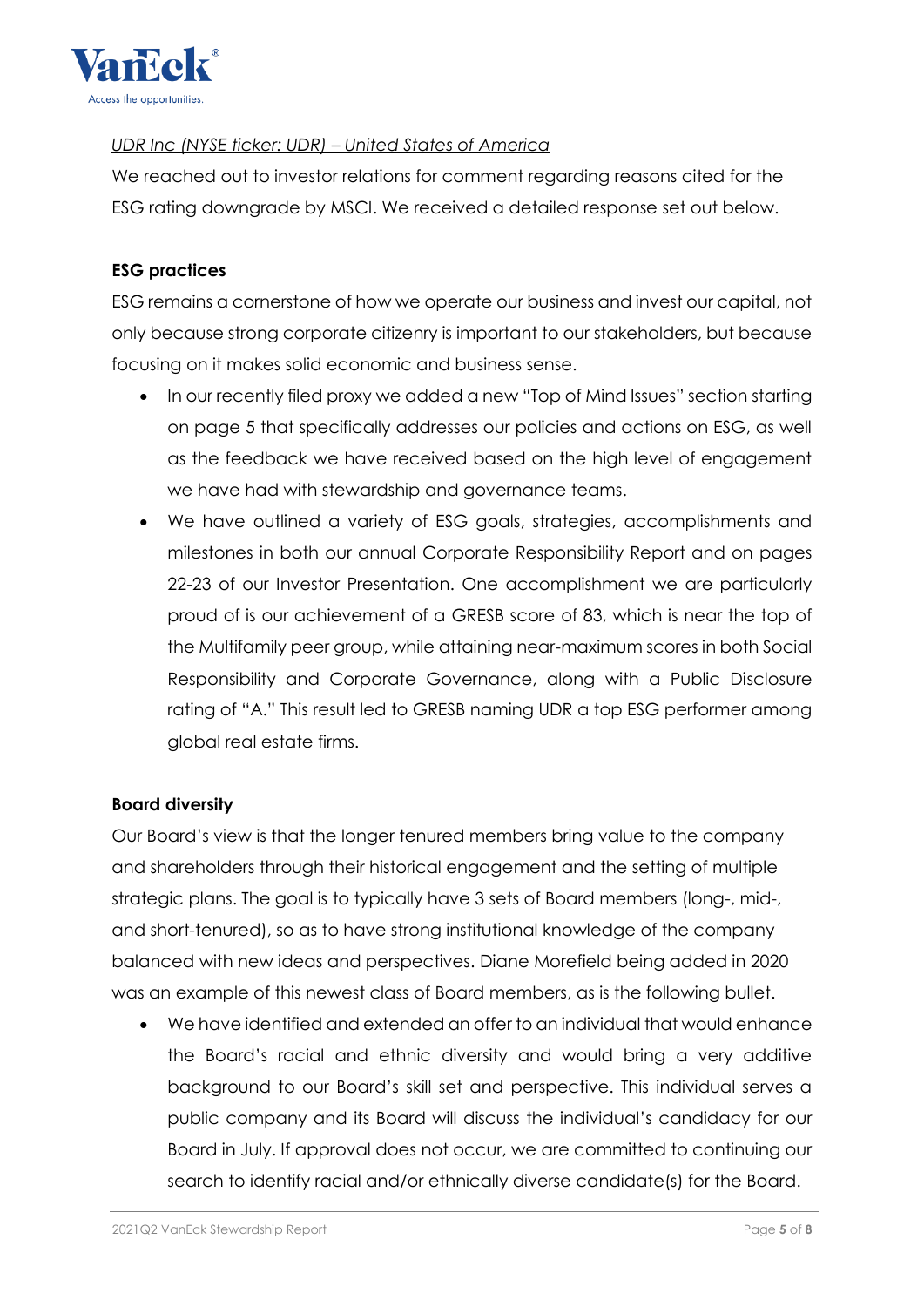*UDR Inc (NYSE ticker: UDR) – United States of America*

We reached out to investor relations for comment regarding reasons cited for the ESG rating downgrade by MSCI. We received a detailed response set out below.

**ESG practices**

ESG remains a cornerstone of how we operate our business and invest our capital, not only because strong corporate citizenry is important to our stakeholders, but because focusing on it makes solid economic and business sense.

- In our recently filed proxy we added a new "Top of Mind Issues" section starting on page 5 that specifically addresses our policies and actions on ESG, as well as the feedback we have received based on the high level of engagement we have had with stewardship and governance teams.
- We have outlined a variety of ESG goals, strategies, accomplishments and milestones in both our annual Corporate Responsibility Report and on pages 22-23 of our Investor Presentation. One accomplishment we are particularly proud of is our achievement of a GRESB score of 83, which is near the top of the Multifamily peer group, while attaining near-maximum scores in both Social Responsibility and Corporate Governance, along with a Public Disclosure rating of "A." This result led to GRESB naming UDR a top ESG performer among global real estate firms.

**Board diversity**

Our Board's view is that the longer tenured members bring value to the company and shareholders through their historical engagement and the setting of multiple strategic plans. The goal is to typically have 3 sets of Board members (long-, mid-, and short-tenured), so as to have strong institutional knowledge of the company balanced with new ideas and perspectives. Diane Morefield being added in 2020 was an example of this newest class of Board members, as is the following bullet.

- We have identified and extended an offer to an individual that would enhance the Board's racial and ethnic diversity and would bring a very additive background to our Board's skill set and perspective. This individual serves a public company and its Board will discuss the individual's candidacy for our Board in July. If approval does not occur, we are committed to continuing our search to identify racial and/or ethnically diverse candidate(s) for the Board.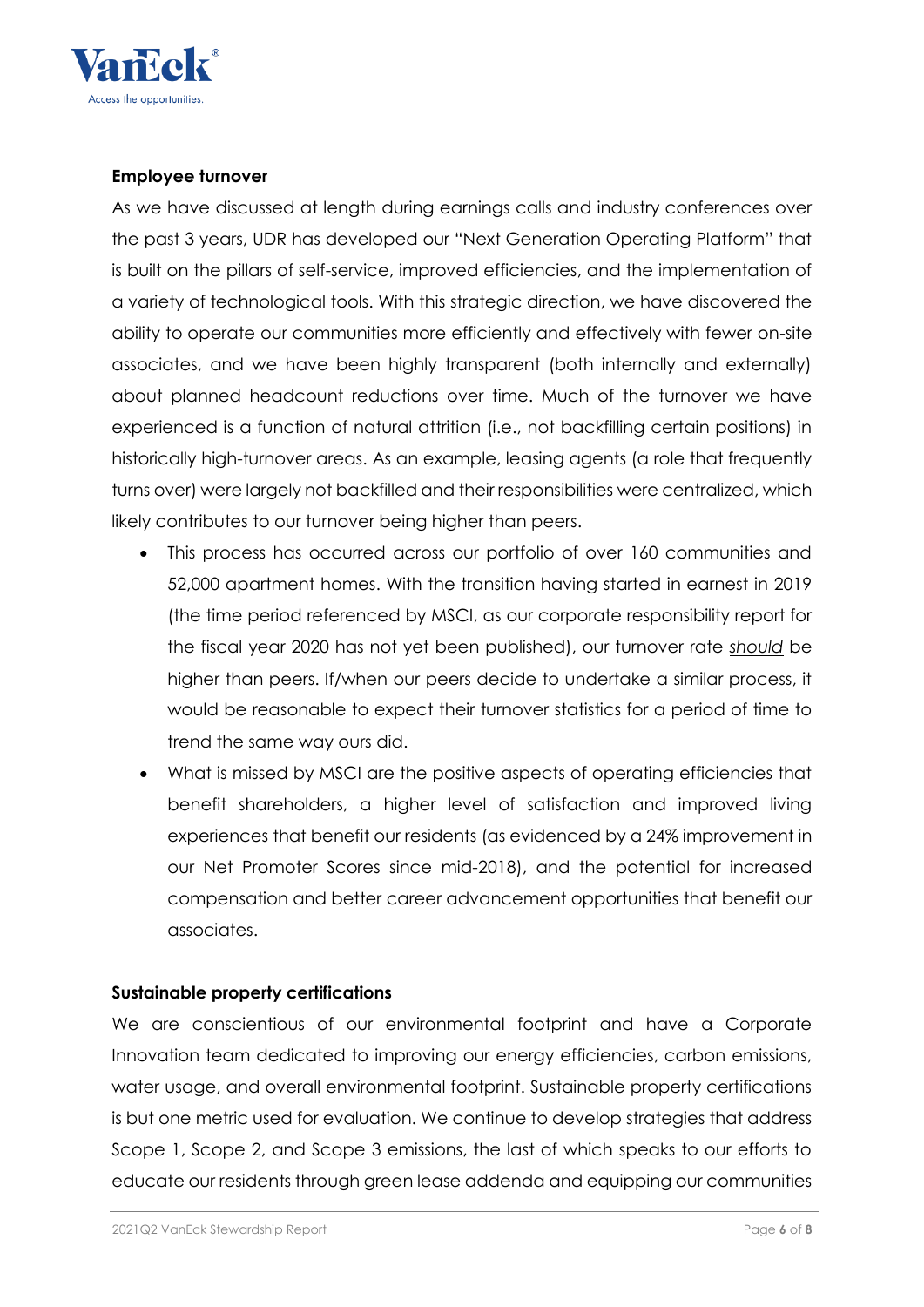**Employee turnover**

As we have discussed at length during earnings calls and industry conferences over the past 3 years, UDR has developed our "Next Generation Operating Platform" that is built on the pillars of self-service, improved efficiencies, and the implementation of a variety of technological tools. With this strategic direction, we have discovered the ability to operate our communities more efficiently and effectively with fewer on-site associates, and we have been highly transparent (both internally and externally) about planned headcount reductions over time. Much of the turnover we have experienced is a function of natural attrition (i.e., not backfilling certain positions) in historically high-turnover areas. As an example, leasing agents (a role that frequently turns over) were largely not backfilled and their responsibilities were centralized, which likely contributes to our turnover being higher than peers.

- This process has occurred across our portfolio of over 160 communities and 52,000 apartment homes. With the transition having started in earnest in 2019 (the time period referenced by MSCI, as our corporate responsibility report for the fiscal year 2020 has not yet been published), our turnover rate *should* be higher than peers. If/when our peers decide to undertake a similar process, it would be reasonable to expect their turnover statistics for a period of time to trend the same way ours did.
- What is missed by MSCI are the positive aspects of operating efficiencies that benefit shareholders, a higher level of satisfaction and improved living experiences that benefit our residents (as evidenced by a 24% improvement in our Net Promoter Scores since mid-2018), and the potential for increased compensation and better career advancement opportunities that benefit our associates.

**Sustainable property certifications**

We are conscientious of our environmental footprint and have a Corporate Innovation team dedicated to improving our energy efficiencies, carbon emissions, water usage, and overall environmental footprint. Sustainable property certifications is but one metric used for evaluation. We continue to develop strategies that address Scope 1, Scope 2, and Scope 3 emissions, the last of which speaks to our efforts to educate our residents through green lease addenda and equipping our communities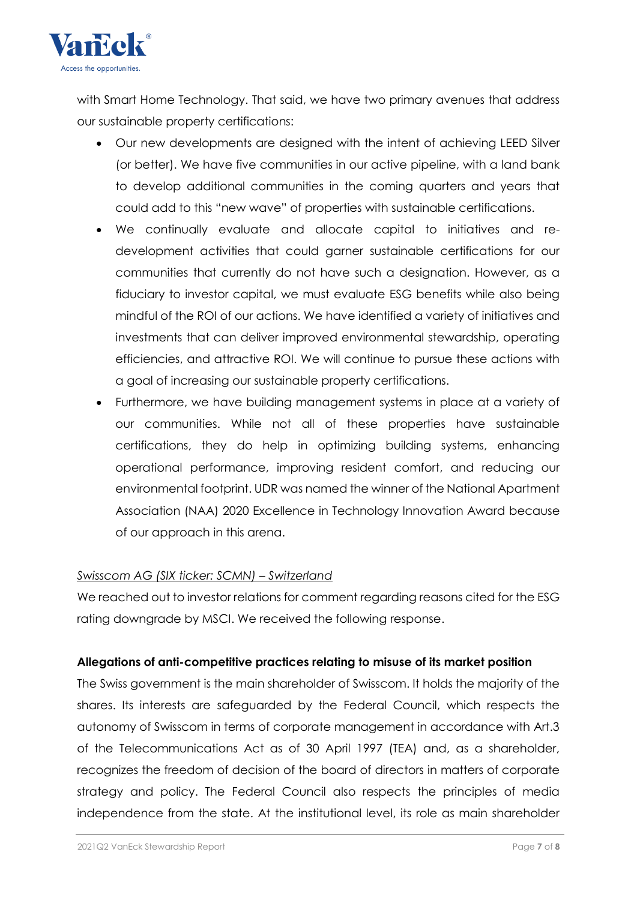with Smart Home Technology. That said, we have two primary avenues that address our sustainable property certifications:

- Our new developments are designed with the intent of achieving LEED Silver (or better). We have five communities in our active pipeline, with a land bank to develop additional communities in the coming quarters and years that could add to this "new wave" of properties with sustainable certifications.
- We continually evaluate and allocate capital to initiatives and re-development activities that could garner sustainable certifications for our communities that currently do not have such a designation. However, as a fiduciary to investor capital, we must evaluate ESG benefits while also being mindful of the ROI of our actions. We have identified a variety of initiatives and investments that can deliver improved environmental stewardship, operating efficiencies, and attractive ROI. We will continue to pursue these actions with a goal of increasing our sustainable property certifications.
- Furthermore, we have building management systems in place at a variety of our communities. While not all of these properties have sustainable certifications, they do help in optimizing building systems, enhancing operational performance, improving resident comfort, and reducing our environmental footprint. UDR was named the winner of the National Apartment Association (NAA) 2020 Excellence in Technology Innovation Award because of our approach in this arena.

*<u>Swisscom AG (SIX ticker: SCMN) – Switzerland</u>*

We reached out to investor relations for comment regarding reasons cited for the ESG rating downgrade by MSCI. We received the following response.

**Allegations of anti-competitive practices relating to misuse of its market position**

The Swiss government is the main shareholder of Swisscom. It holds the majority of the shares. Its interests are safeguarded by the Federal Council, which respects the autonomy of Swisscom in terms of corporate management in accordance with Art.3 of the Telecommunications Act as of 30 April 1997 (TEA) and, as a shareholder, recognizes the freedom of decision of the board of directors in matters of corporate strategy and policy. The Federal Council also respects the principles of media independence from the state. At the institutional level, its role as main shareholder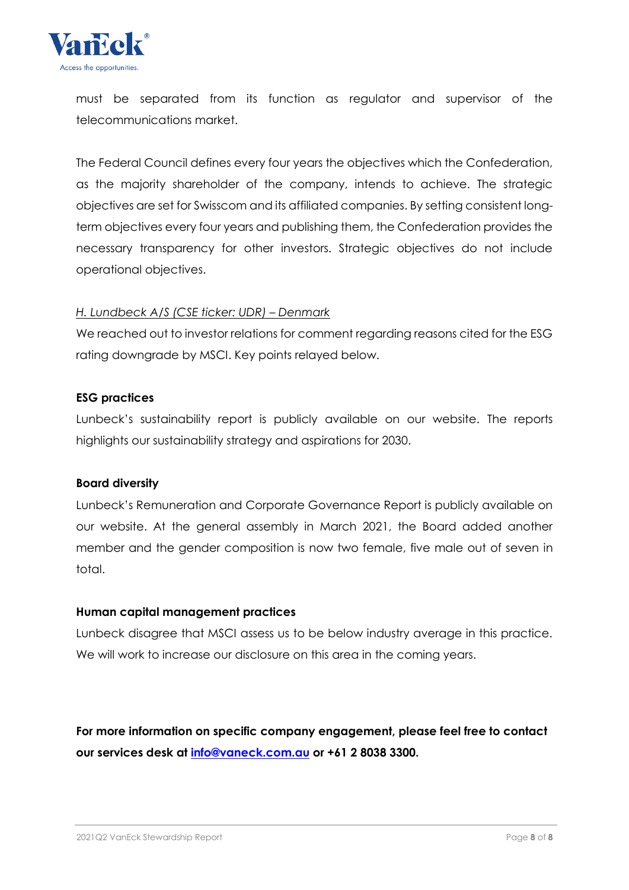must be separated from its function as regulator and supervisor of the telecommunications market.

The Federal Council defines every four years the objectives which the Confederation, as the majority shareholder of the company, intends to achieve. The strategic objectives are set for Swisscom and its affiliated companies. By setting consistent long-term objectives every four years and publishing them, the Confederation provides the necessary transparency for other investors. Strategic objectives do not include operational objectives.

*H. Lundbeck A/S (CSE ticker: UDR) – Denmark*

We reached out to investor relations for comment regarding reasons cited for the ESG rating downgrade by MSCI. Key points relayed below.

**ESG practices**

Lunbeck's sustainability report is publicly available on our website. The reports highlights our sustainability strategy and aspirations for 2030.

**Board diversity**

Lunbeck's Remuneration and Corporate Governance Report is publicly available on our website. At the general assembly in March 2021, the Board added another member and the gender composition is now two female, five male out of seven in total.

**Human capital management practices**

Lunbeck disagree that MSCI assess us to be below industry average in this practice. We will work to increase our disclosure on this area in the coming years.

**For more information on specific company engagement, please feel free to contact our services desk at [info@vaneck.com.au](mailto:info@vaneck.com.au) or +61 2 8038 3300.**